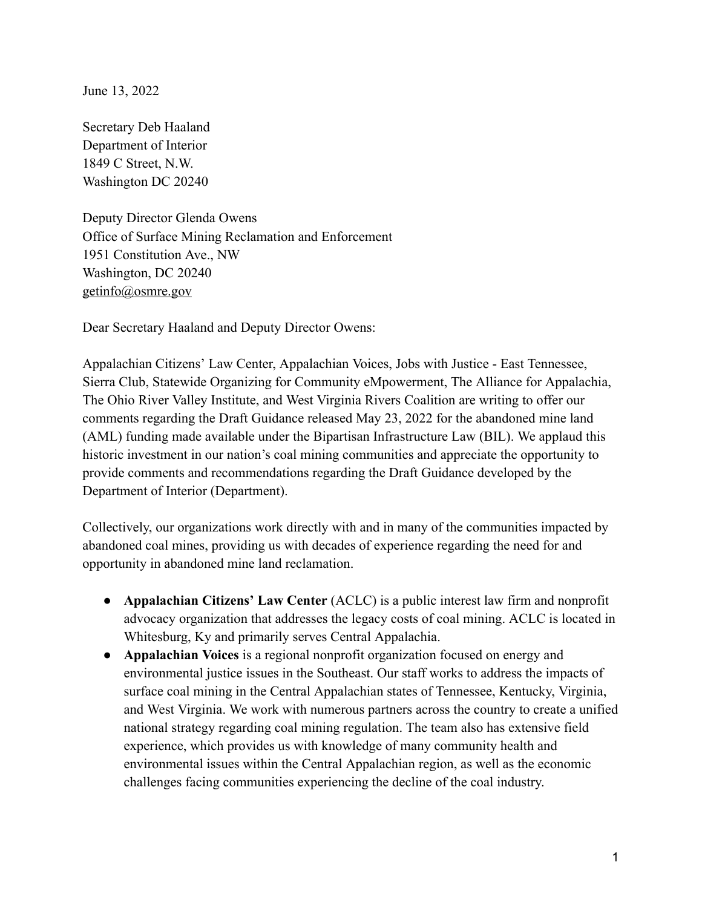June 13, 2022

Secretary Deb Haaland
Department of Interior
1849 C Street, N.W.
Washington DC 20240

Deputy Director Glenda Owens
Office of Surface Mining Reclamation and Enforcement
1951 Constitution Ave., NW
Washington, DC 20240
getinfo@osmre.gov

Dear Secretary Haaland and Deputy Director Owens:

Appalachian Citizens' Law Center, Appalachian Voices, Jobs with Justice - East Tennessee, Sierra Club, Statewide Organizing for Community eMpowerment, The Alliance for Appalachia, The Ohio River Valley Institute, and West Virginia Rivers Coalition are writing to offer our comments regarding the Draft Guidance released May 23, 2022 for the abandoned mine land (AML) funding made available under the Bipartisan Infrastructure Law (BIL). We applaud this historic investment in our nation's coal mining communities and appreciate the opportunity to provide comments and recommendations regarding the Draft Guidance developed by the Department of Interior (Department).

Collectively, our organizations work directly with and in many of the communities impacted by abandoned coal mines, providing us with decades of experience regarding the need for and opportunity in abandoned mine land reclamation.

- **Appalachian Citizens' Law Center** (ACLC) is a public interest law firm and nonprofit advocacy organization that addresses the legacy costs of coal mining. ACLC is located in Whitesburg, Ky and primarily serves Central Appalachia.
- **Appalachian Voices** is a regional nonprofit organization focused on energy and environmental justice issues in the Southeast. Our staff works to address the impacts of surface coal mining in the Central Appalachian states of Tennessee, Kentucky, Virginia, and West Virginia. We work with numerous partners across the country to create a unified national strategy regarding coal mining regulation. The team also has extensive field experience, which provides us with knowledge of many community health and environmental issues within the Central Appalachian region, as well as the economic challenges facing communities experiencing the decline of the coal industry.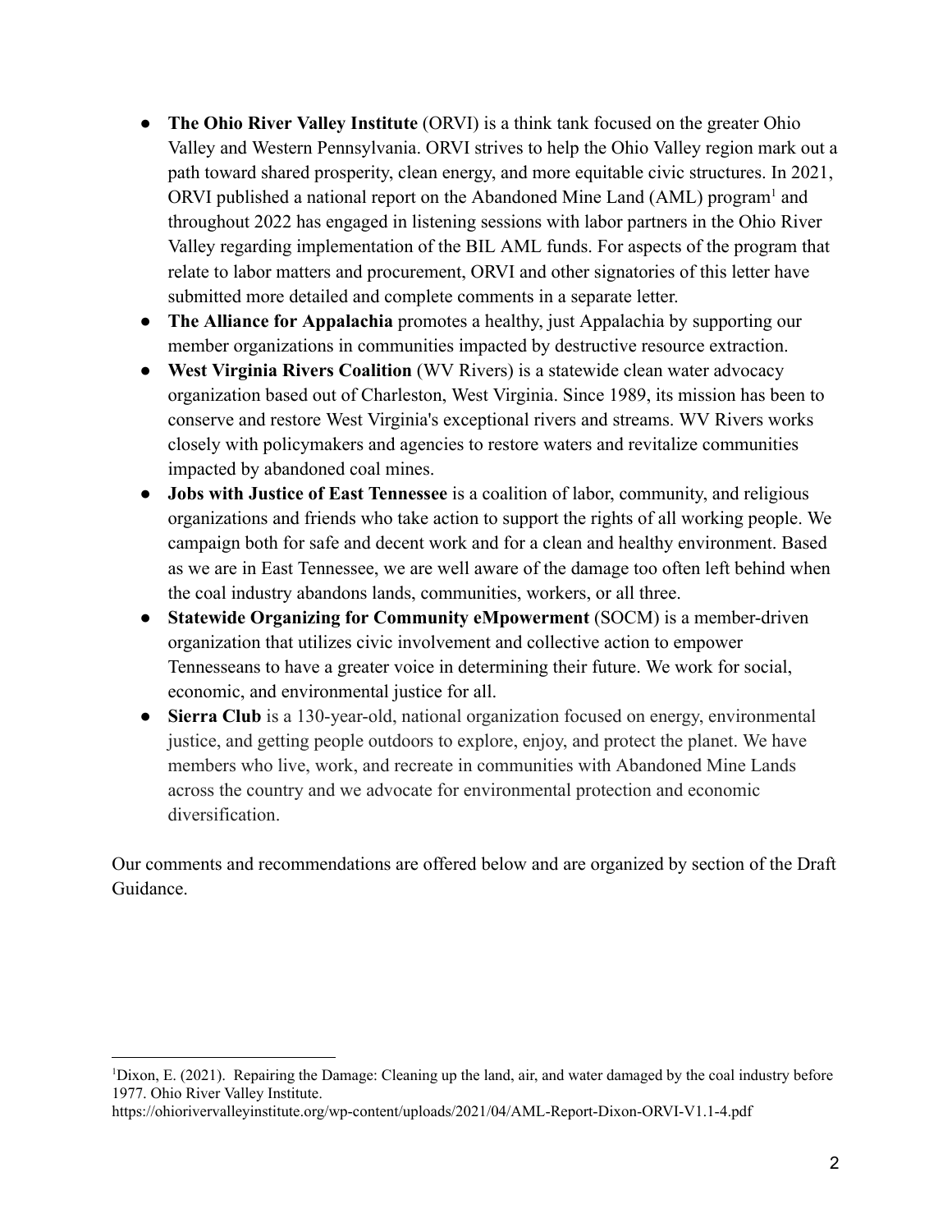- **The Ohio River Valley Institute** (ORVI) is a think tank focused on the greater Ohio Valley and Western Pennsylvania. ORVI strives to help the Ohio Valley region mark out a path toward shared prosperity, clean energy, and more equitable civic structures. In 2021, ORVI published a national report on the Abandoned Mine Land (AML) program[1] and throughout 2022 has engaged in listening sessions with labor partners in the Ohio River Valley regarding implementation of the BIL AML funds. For aspects of the program that relate to labor matters and procurement, ORVI and other signatories of this letter have submitted more detailed and complete comments in a separate letter.
- **The Alliance for Appalachia** promotes a healthy, just Appalachia by supporting our member organizations in communities impacted by destructive resource extraction.
- **West Virginia Rivers Coalition** (WV Rivers) is a statewide clean water advocacy organization based out of Charleston, West Virginia. Since 1989, its mission has been to conserve and restore West Virginia's exceptional rivers and streams. WV Rivers works closely with policymakers and agencies to restore waters and revitalize communities impacted by abandoned coal mines.
- **Jobs with Justice of East Tennessee** is a coalition of labor, community, and religious organizations and friends who take action to support the rights of all working people. We campaign both for safe and decent work and for a clean and healthy environment. Based as we are in East Tennessee, we are well aware of the damage too often left behind when the coal industry abandons lands, communities, workers, or all three.
- **Statewide Organizing for Community eMpowerment** (SOCM) is a member-driven organization that utilizes civic involvement and collective action to empower Tennesseans to have a greater voice in determining their future. We work for social, economic, and environmental justice for all.
- **Sierra Club** is a 130-year-old, national organization focused on energy, environmental justice, and getting people outdoors to explore, enjoy, and protect the planet. We have members who live, work, and recreate in communities with Abandoned Mine Lands across the country and we advocate for environmental protection and economic diversification.

Our comments and recommendations are offered below and are organized by section of the Draft Guidance.

---

[1] Dixon, E. (2021). Repairing the Damage: Cleaning up the land, air, and water damaged by the coal industry before 1977. Ohio River Valley Institute.
https://ohiorivervalleyinstitute.org/wp-content/uploads/2021/04/AML-Report-Dixon-ORVI-V1.1-4.pdf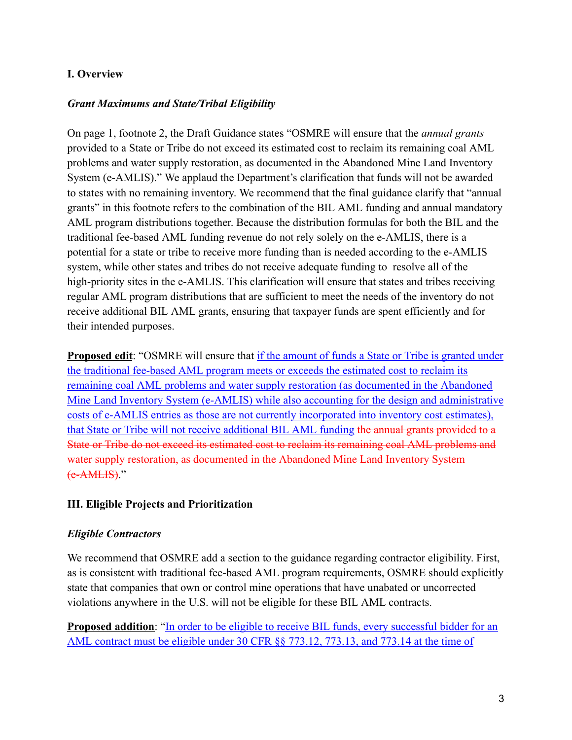## I. Overview

### *Grant Maximums and State/Tribal Eligibility*

On page 1, footnote 2, the Draft Guidance states "OSMRE will ensure that the *annual grants* provided to a State or Tribe do not exceed its estimated cost to reclaim its remaining coal AML problems and water supply restoration, as documented in the Abandoned Mine Land Inventory System (e-AMLIS)." We applaud the Department's clarification that funds will not be awarded to states with no remaining inventory. We recommend that the final guidance clarify that "annual grants" in this footnote refers to the combination of the BIL AML funding and annual mandatory AML program distributions together. Because the distribution formulas for both the BIL and the traditional fee-based AML funding revenue do not rely solely on the e-AMLIS, there is a potential for a state or tribe to receive more funding than is needed according to the e-AMLIS system, while other states and tribes do not receive adequate funding to resolve all of the high-priority sites in the e-AMLIS. This clarification will ensure that states and tribes receiving regular AML program distributions that are sufficient to meet the needs of the inventory do not receive additional BIL AML grants, ensuring that taxpayer funds are spent efficiently and for their intended purposes.

**Proposed edit**: "OSMRE will ensure that <u>if the amount of funds a State or Tribe is granted under the traditional fee-based AML program meets or exceeds the estimated cost to reclaim its remaining coal AML problems and water supply restoration (as documented in the Abandoned Mine Land Inventory System (e-AMLIS) while also accounting for the design and administrative costs of e-AMLIS entries as those are not currently incorporated into inventory cost estimates), that State or Tribe will not receive additional BIL AML funding</u> ~~the annual grants provided to a State or Tribe do not exceed its estimated cost to reclaim its remaining coal AML problems and water supply restoration, as documented in the Abandoned Mine Land Inventory System (e-AMLIS)~~."

## III. Eligible Projects and Prioritization

### *Eligible Contractors*

We recommend that OSMRE add a section to the guidance regarding contractor eligibility. First, as is consistent with traditional fee-based AML program requirements, OSMRE should explicitly state that companies that own or control mine operations that have unabated or uncorrected violations anywhere in the U.S. will not be eligible for these BIL AML contracts.

**Proposed addition**: "<u>In order to be eligible to receive BIL funds, every successful bidder for an AML contract must be eligible under 30 CFR §§ 773.12, 773.13, and 773.14 at the time of</u>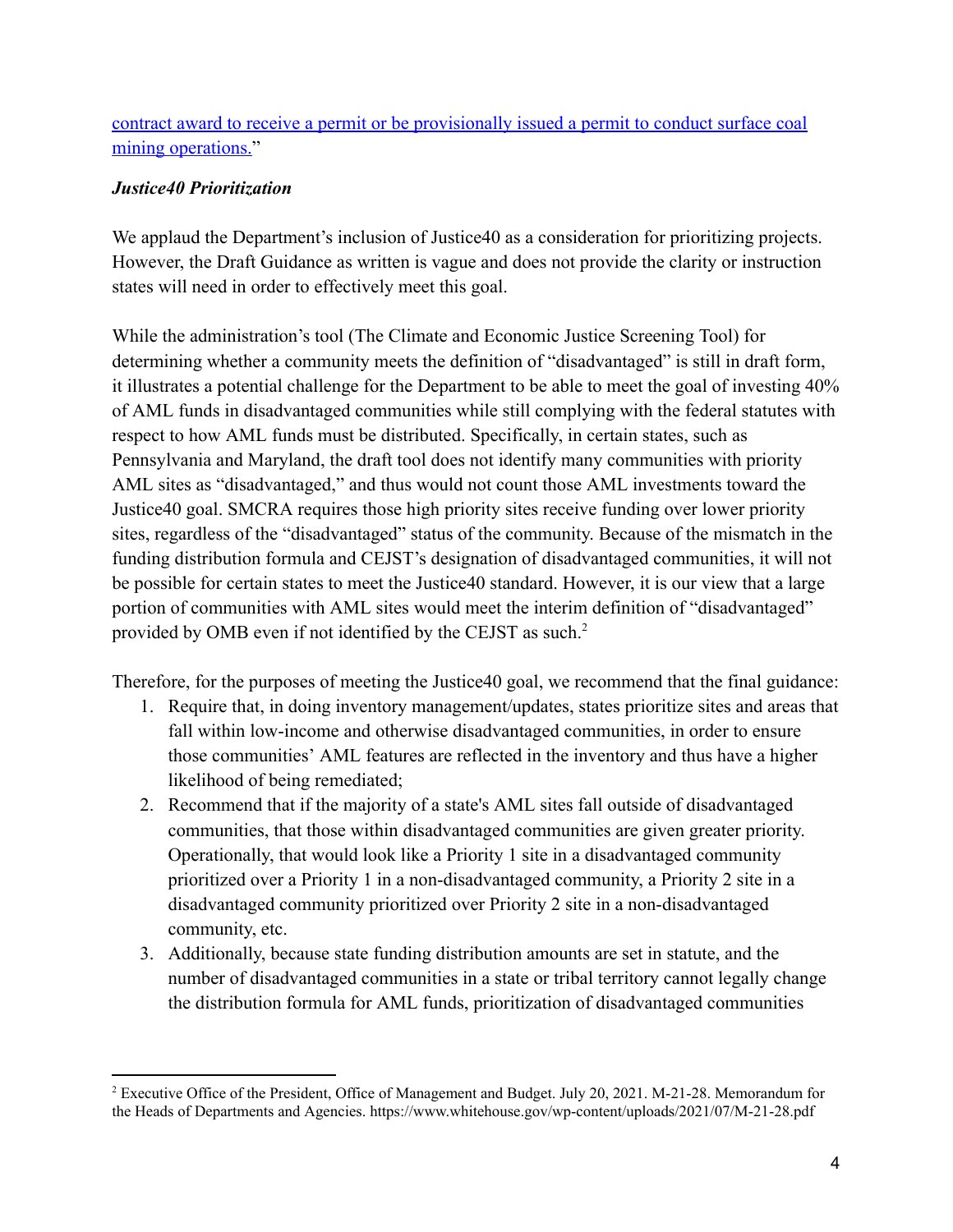contract award to receive a permit or be provisionally issued a permit to conduct surface coal mining operations."

***Justice40 Prioritization***

We applaud the Department's inclusion of Justice40 as a consideration for prioritizing projects. However, the Draft Guidance as written is vague and does not provide the clarity or instruction states will need in order to effectively meet this goal.

While the administration's tool (The Climate and Economic Justice Screening Tool) for determining whether a community meets the definition of "disadvantaged" is still in draft form, it illustrates a potential challenge for the Department to be able to meet the goal of investing 40% of AML funds in disadvantaged communities while still complying with the federal statutes with respect to how AML funds must be distributed. Specifically, in certain states, such as Pennsylvania and Maryland, the draft tool does not identify many communities with priority AML sites as "disadvantaged," and thus would not count those AML investments toward the Justice40 goal. SMCRA requires those high priority sites receive funding over lower priority sites, regardless of the "disadvantaged" status of the community. Because of the mismatch in the funding distribution formula and CEJST's designation of disadvantaged communities, it will not be possible for certain states to meet the Justice40 standard. However, it is our view that a large portion of communities with AML sites would meet the interim definition of "disadvantaged" provided by OMB even if not identified by the CEJST as such.[2]

Therefore, for the purposes of meeting the Justice40 goal, we recommend that the final guidance:

1. Require that, in doing inventory management/updates, states prioritize sites and areas that fall within low-income and otherwise disadvantaged communities, in order to ensure those communities' AML features are reflected in the inventory and thus have a higher likelihood of being remediated;
2. Recommend that if the majority of a state's AML sites fall outside of disadvantaged communities, that those within disadvantaged communities are given greater priority. Operationally, that would look like a Priority 1 site in a disadvantaged community prioritized over a Priority 1 in a non-disadvantaged community, a Priority 2 site in a disadvantaged community prioritized over Priority 2 site in a non-disadvantaged community, etc.
3. Additionally, because state funding distribution amounts are set in statute, and the number of disadvantaged communities in a state or tribal territory cannot legally change the distribution formula for AML funds, prioritization of disadvantaged communities

[2] Executive Office of the President, Office of Management and Budget. July 20, 2021. M-21-28. Memorandum for the Heads of Departments and Agencies. https://www.whitehouse.gov/wp-content/uploads/2021/07/M-21-28.pdf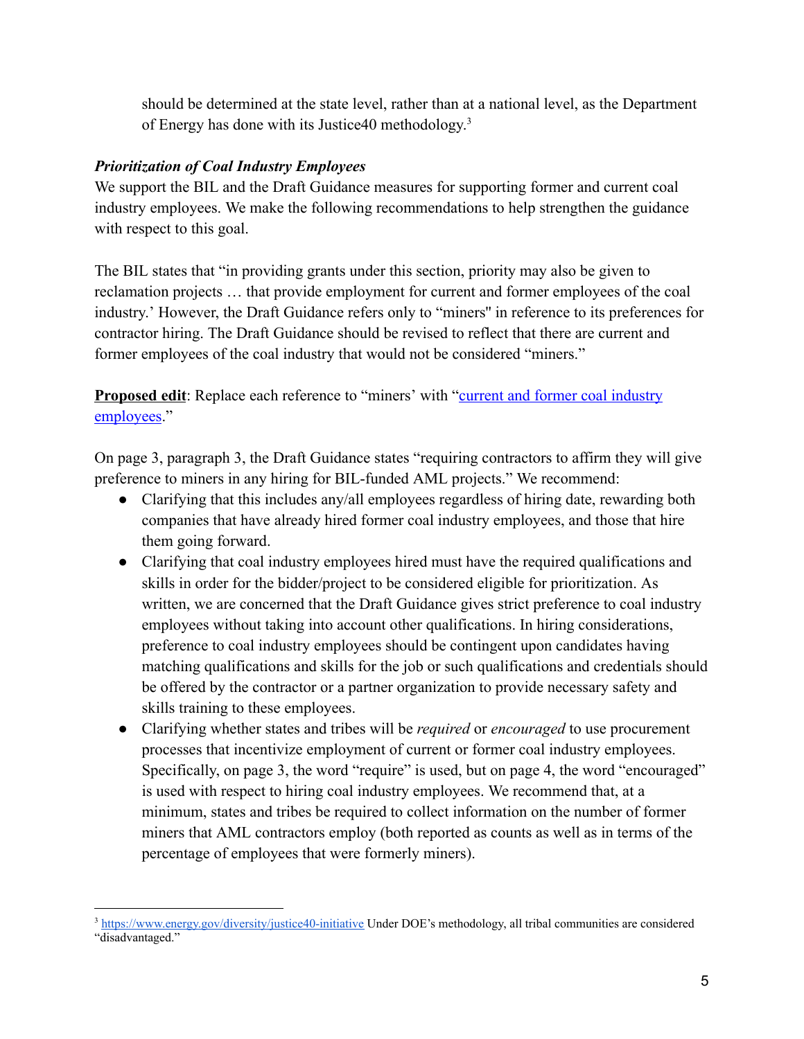should be determined at the state level, rather than at a national level, as the Department of Energy has done with its Justice40 methodology.[3]

### *Prioritization of Coal Industry Employees*

We support the BIL and the Draft Guidance measures for supporting former and current coal industry employees. We make the following recommendations to help strengthen the guidance with respect to this goal.

The BIL states that "in providing grants under this section, priority may also be given to reclamation projects … that provide employment for current and former employees of the coal industry.' However, the Draft Guidance refers only to "miners" in reference to its preferences for contractor hiring. The Draft Guidance should be revised to reflect that there are current and former employees of the coal industry that would not be considered "miners."

**Proposed edit**: Replace each reference to "miners' with "current and former coal industry employees."

On page 3, paragraph 3, the Draft Guidance states "requiring contractors to affirm they will give preference to miners in any hiring for BIL-funded AML projects." We recommend:

- Clarifying that this includes any/all employees regardless of hiring date, rewarding both companies that have already hired former coal industry employees, and those that hire them going forward.
- Clarifying that coal industry employees hired must have the required qualifications and skills in order for the bidder/project to be considered eligible for prioritization. As written, we are concerned that the Draft Guidance gives strict preference to coal industry employees without taking into account other qualifications. In hiring considerations, preference to coal industry employees should be contingent upon candidates having matching qualifications and skills for the job or such qualifications and credentials should be offered by the contractor or a partner organization to provide necessary safety and skills training to these employees.
- Clarifying whether states and tribes will be *required* or *encouraged* to use procurement processes that incentivize employment of current or former coal industry employees. Specifically, on page 3, the word "require" is used, but on page 4, the word "encouraged" is used with respect to hiring coal industry employees. We recommend that, at a minimum, states and tribes be required to collect information on the number of former miners that AML contractors employ (both reported as counts as well as in terms of the percentage of employees that were formerly miners).

---

[3] https://www.energy.gov/diversity/justice40-initiative Under DOE's methodology, all tribal communities are considered "disadvantaged."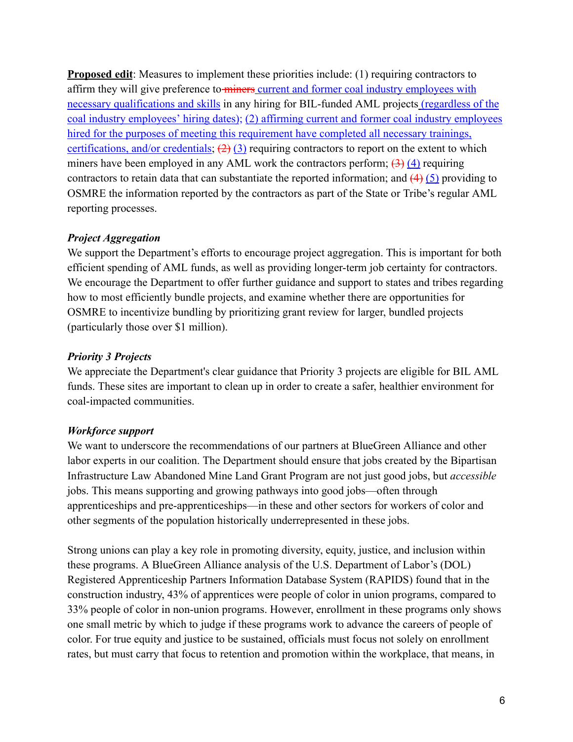**Proposed edit**: Measures to implement these priorities include: (1) requiring contractors to affirm they will give preference to ~~miners~~ <u>current and former coal industry employees with necessary qualifications and skills</u> in any hiring for BIL-funded AML projects <u>(regardless of the coal industry employees' hiring dates); (2) affirming current and former coal industry employees hired for the purposes of meeting this requirement have completed all necessary trainings, certifications, and/or credentials</u>; ~~(2)~~ <u>(3)</u> requiring contractors to report on the extent to which miners have been employed in any AML work the contractors perform; ~~(3)~~ <u>(4)</u> requiring contractors to retain data that can substantiate the reported information; and ~~(4)~~ <u>(5)</u> providing to OSMRE the information reported by the contractors as part of the State or Tribe's regular AML reporting processes.

### *Project Aggregation*

We support the Department's efforts to encourage project aggregation. This is important for both efficient spending of AML funds, as well as providing longer-term job certainty for contractors. We encourage the Department to offer further guidance and support to states and tribes regarding how to most efficiently bundle projects, and examine whether there are opportunities for OSMRE to incentivize bundling by prioritizing grant review for larger, bundled projects (particularly those over $1 million).

### *Priority 3 Projects*

We appreciate the Department's clear guidance that Priority 3 projects are eligible for BIL AML funds. These sites are important to clean up in order to create a safer, healthier environment for coal-impacted communities.

### *Workforce support*

We want to underscore the recommendations of our partners at BlueGreen Alliance and other labor experts in our coalition. The Department should ensure that jobs created by the Bipartisan Infrastructure Law Abandoned Mine Land Grant Program are not just good jobs, but *accessible* jobs. This means supporting and growing pathways into good jobs—often through apprenticeships and pre-apprenticeships—in these and other sectors for workers of color and other segments of the population historically underrepresented in these jobs.

Strong unions can play a key role in promoting diversity, equity, justice, and inclusion within these programs. A BlueGreen Alliance analysis of the U.S. Department of Labor's (DOL) Registered Apprenticeship Partners Information Database System (RAPIDS) found that in the construction industry, 43% of apprentices were people of color in union programs, compared to 33% people of color in non-union programs. However, enrollment in these programs only shows one small metric by which to judge if these programs work to advance the careers of people of color. For true equity and justice to be sustained, officials must focus not solely on enrollment rates, but must carry that focus to retention and promotion within the workplace, that means, in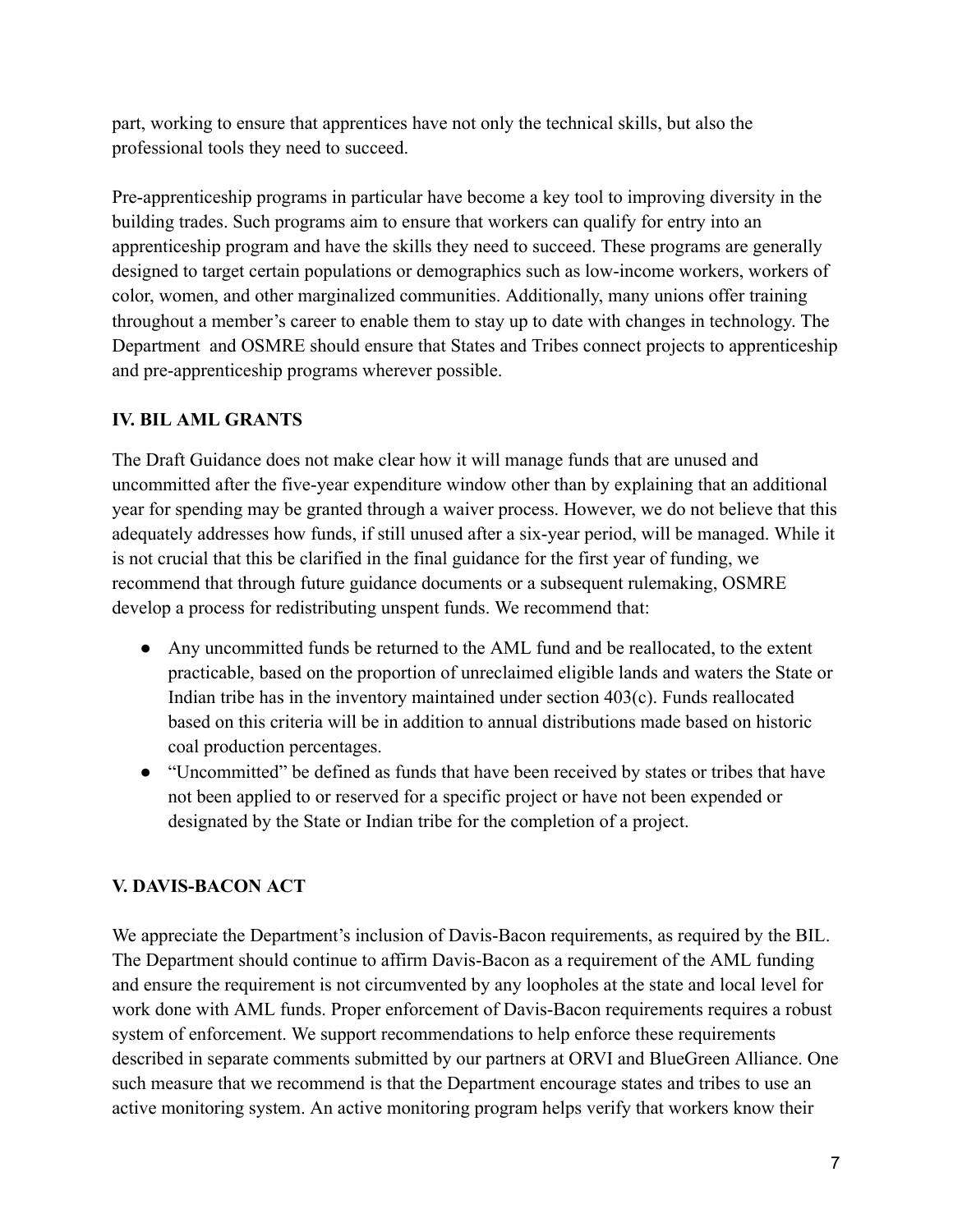part, working to ensure that apprentices have not only the technical skills, but also the professional tools they need to succeed.

Pre-apprenticeship programs in particular have become a key tool to improving diversity in the building trades. Such programs aim to ensure that workers can qualify for entry into an apprenticeship program and have the skills they need to succeed. These programs are generally designed to target certain populations or demographics such as low-income workers, workers of color, women, and other marginalized communities. Additionally, many unions offer training throughout a member's career to enable them to stay up to date with changes in technology. The Department and OSMRE should ensure that States and Tribes connect projects to apprenticeship and pre-apprenticeship programs wherever possible.

## IV. BIL AML GRANTS

The Draft Guidance does not make clear how it will manage funds that are unused and uncommitted after the five-year expenditure window other than by explaining that an additional year for spending may be granted through a waiver process. However, we do not believe that this adequately addresses how funds, if still unused after a six-year period, will be managed. While it is not crucial that this be clarified in the final guidance for the first year of funding, we recommend that through future guidance documents or a subsequent rulemaking, OSMRE develop a process for redistributing unspent funds. We recommend that:

- Any uncommitted funds be returned to the AML fund and be reallocated, to the extent practicable, based on the proportion of unreclaimed eligible lands and waters the State or Indian tribe has in the inventory maintained under section 403(c). Funds reallocated based on this criteria will be in addition to annual distributions made based on historic coal production percentages.
- "Uncommitted" be defined as funds that have been received by states or tribes that have not been applied to or reserved for a specific project or have not been expended or designated by the State or Indian tribe for the completion of a project.

## V. DAVIS-BACON ACT

We appreciate the Department's inclusion of Davis-Bacon requirements, as required by the BIL. The Department should continue to affirm Davis-Bacon as a requirement of the AML funding and ensure the requirement is not circumvented by any loopholes at the state and local level for work done with AML funds. Proper enforcement of Davis-Bacon requirements requires a robust system of enforcement. We support recommendations to help enforce these requirements described in separate comments submitted by our partners at ORVI and BlueGreen Alliance. One such measure that we recommend is that the Department encourage states and tribes to use an active monitoring system. An active monitoring program helps verify that workers know their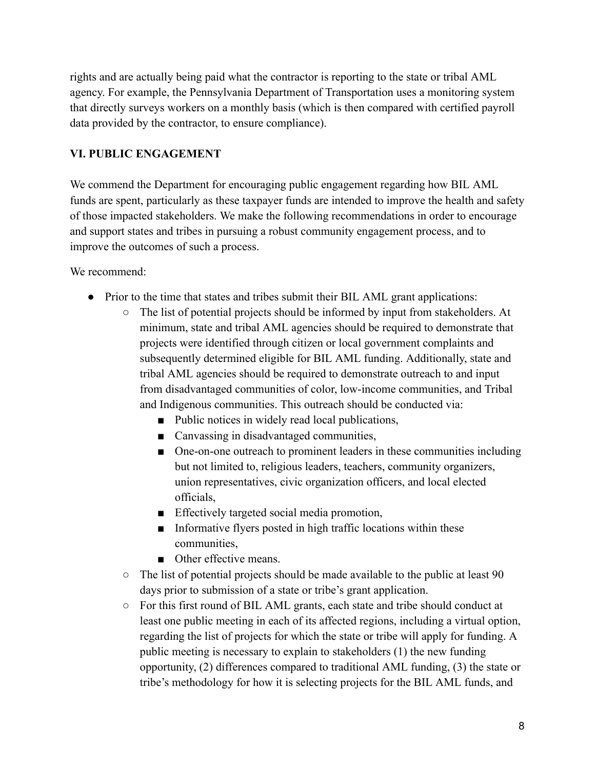rights and are actually being paid what the contractor is reporting to the state or tribal AML agency. For example, the Pennsylvania Department of Transportation uses a monitoring system that directly surveys workers on a monthly basis (which is then compared with certified payroll data provided by the contractor, to ensure compliance).

## VI. PUBLIC ENGAGEMENT

We commend the Department for encouraging public engagement regarding how BIL AML funds are spent, particularly as these taxpayer funds are intended to improve the health and safety of those impacted stakeholders. We make the following recommendations in order to encourage and support states and tribes in pursuing a robust community engagement process, and to improve the outcomes of such a process.

We recommend:

- Prior to the time that states and tribes submit their BIL AML grant applications:
  - The list of potential projects should be informed by input from stakeholders. At minimum, state and tribal AML agencies should be required to demonstrate that projects were identified through citizen or local government complaints and subsequently determined eligible for BIL AML funding. Additionally, state and tribal AML agencies should be required to demonstrate outreach to and input from disadvantaged communities of color, low-income communities, and Tribal and Indigenous communities. This outreach should be conducted via:
    - Public notices in widely read local publications,
    - Canvassing in disadvantaged communities,
    - One-on-one outreach to prominent leaders in these communities including but not limited to, religious leaders, teachers, community organizers, union representatives, civic organization officers, and local elected officials,
    - Effectively targeted social media promotion,
    - Informative flyers posted in high traffic locations within these communities,
    - Other effective means.
  - The list of potential projects should be made available to the public at least 90 days prior to submission of a state or tribe's grant application.
  - For this first round of BIL AML grants, each state and tribe should conduct at least one public meeting in each of its affected regions, including a virtual option, regarding the list of projects for which the state or tribe will apply for funding. A public meeting is necessary to explain to stakeholders (1) the new funding opportunity, (2) differences compared to traditional AML funding, (3) the state or tribe's methodology for how it is selecting projects for the BIL AML funds, and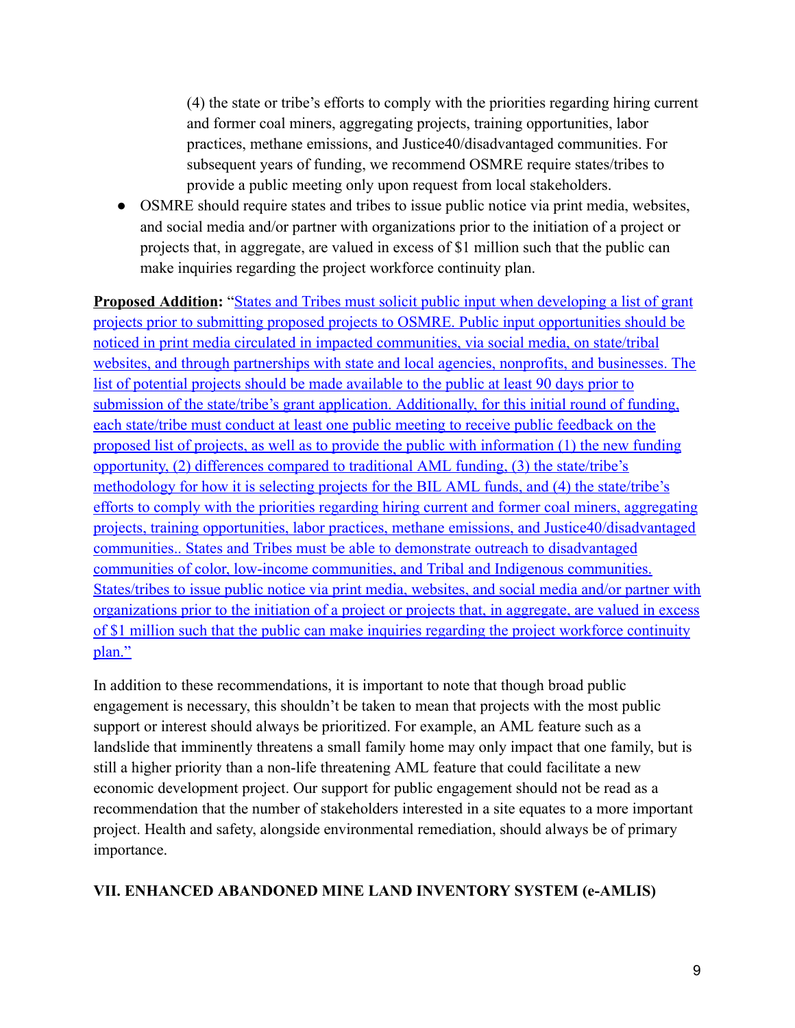(4) the state or tribe's efforts to comply with the priorities regarding hiring current and former coal miners, aggregating projects, training opportunities, labor practices, methane emissions, and Justice40/disadvantaged communities. For subsequent years of funding, we recommend OSMRE require states/tribes to provide a public meeting only upon request from local stakeholders.

- OSMRE should require states and tribes to issue public notice via print media, websites, and social media and/or partner with organizations prior to the initiation of a project or projects that, in aggregate, are valued in excess of $1 million such that the public can make inquiries regarding the project workforce continuity plan.

**Proposed Addition:** "States and Tribes must solicit public input when developing a list of grant projects prior to submitting proposed projects to OSMRE. Public input opportunities should be noticed in print media circulated in impacted communities, via social media, on state/tribal websites, and through partnerships with state and local agencies, nonprofits, and businesses. The list of potential projects should be made available to the public at least 90 days prior to submission of the state/tribe's grant application. Additionally, for this initial round of funding, each state/tribe must conduct at least one public meeting to receive public feedback on the proposed list of projects, as well as to provide the public with information (1) the new funding opportunity, (2) differences compared to traditional AML funding, (3) the state/tribe's methodology for how it is selecting projects for the BIL AML funds, and (4) the state/tribe's efforts to comply with the priorities regarding hiring current and former coal miners, aggregating projects, training opportunities, labor practices, methane emissions, and Justice40/disadvantaged communities.. States and Tribes must be able to demonstrate outreach to disadvantaged communities of color, low-income communities, and Tribal and Indigenous communities. States/tribes to issue public notice via print media, websites, and social media and/or partner with organizations prior to the initiation of a project or projects that, in aggregate, are valued in excess of $1 million such that the public can make inquiries regarding the project workforce continuity plan."

In addition to these recommendations, it is important to note that though broad public engagement is necessary, this shouldn't be taken to mean that projects with the most public support or interest should always be prioritized. For example, an AML feature such as a landslide that imminently threatens a small family home may only impact that one family, but is still a higher priority than a non-life threatening AML feature that could facilitate a new economic development project. Our support for public engagement should not be read as a recommendation that the number of stakeholders interested in a site equates to a more important project. Health and safety, alongside environmental remediation, should always be of primary importance.

## VII. ENHANCED ABANDONED MINE LAND INVENTORY SYSTEM (e-AMLIS)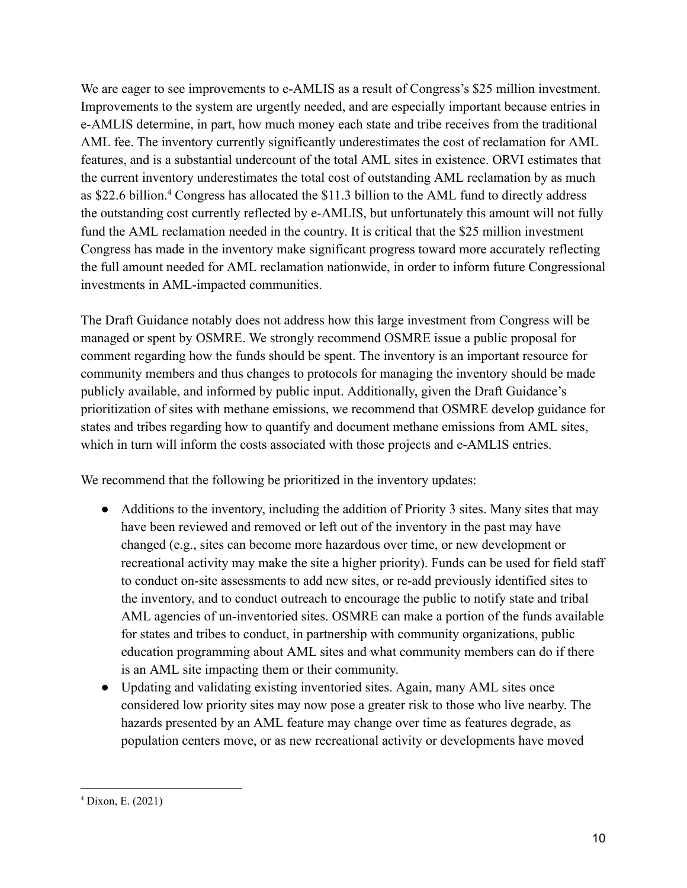We are eager to see improvements to e-AMLIS as a result of Congress's $25 million investment. Improvements to the system are urgently needed, and are especially important because entries in e-AMLIS determine, in part, how much money each state and tribe receives from the traditional AML fee. The inventory currently significantly underestimates the cost of reclamation for AML features, and is a substantial undercount of the total AML sites in existence. ORVI estimates that the current inventory underestimates the total cost of outstanding AML reclamation by as much as $22.6 billion.[4] Congress has allocated the $11.3 billion to the AML fund to directly address the outstanding cost currently reflected by e-AMLIS, but unfortunately this amount will not fully fund the AML reclamation needed in the country. It is critical that the $25 million investment Congress has made in the inventory make significant progress toward more accurately reflecting the full amount needed for AML reclamation nationwide, in order to inform future Congressional investments in AML-impacted communities.

The Draft Guidance notably does not address how this large investment from Congress will be managed or spent by OSMRE. We strongly recommend OSMRE issue a public proposal for comment regarding how the funds should be spent. The inventory is an important resource for community members and thus changes to protocols for managing the inventory should be made publicly available, and informed by public input. Additionally, given the Draft Guidance's prioritization of sites with methane emissions, we recommend that OSMRE develop guidance for states and tribes regarding how to quantify and document methane emissions from AML sites, which in turn will inform the costs associated with those projects and e-AMLIS entries.

We recommend that the following be prioritized in the inventory updates:

- Additions to the inventory, including the addition of Priority 3 sites. Many sites that may have been reviewed and removed or left out of the inventory in the past may have changed (e.g., sites can become more hazardous over time, or new development or recreational activity may make the site a higher priority). Funds can be used for field staff to conduct on-site assessments to add new sites, or re-add previously identified sites to the inventory, and to conduct outreach to encourage the public to notify state and tribal AML agencies of un-inventoried sites. OSMRE can make a portion of the funds available for states and tribes to conduct, in partnership with community organizations, public education programming about AML sites and what community members can do if there is an AML site impacting them or their community.
- Updating and validating existing inventoried sites. Again, many AML sites once considered low priority sites may now pose a greater risk to those who live nearby. The hazards presented by an AML feature may change over time as features degrade, as population centers move, or as new recreational activity or developments have moved

[4] Dixon, E. (2021)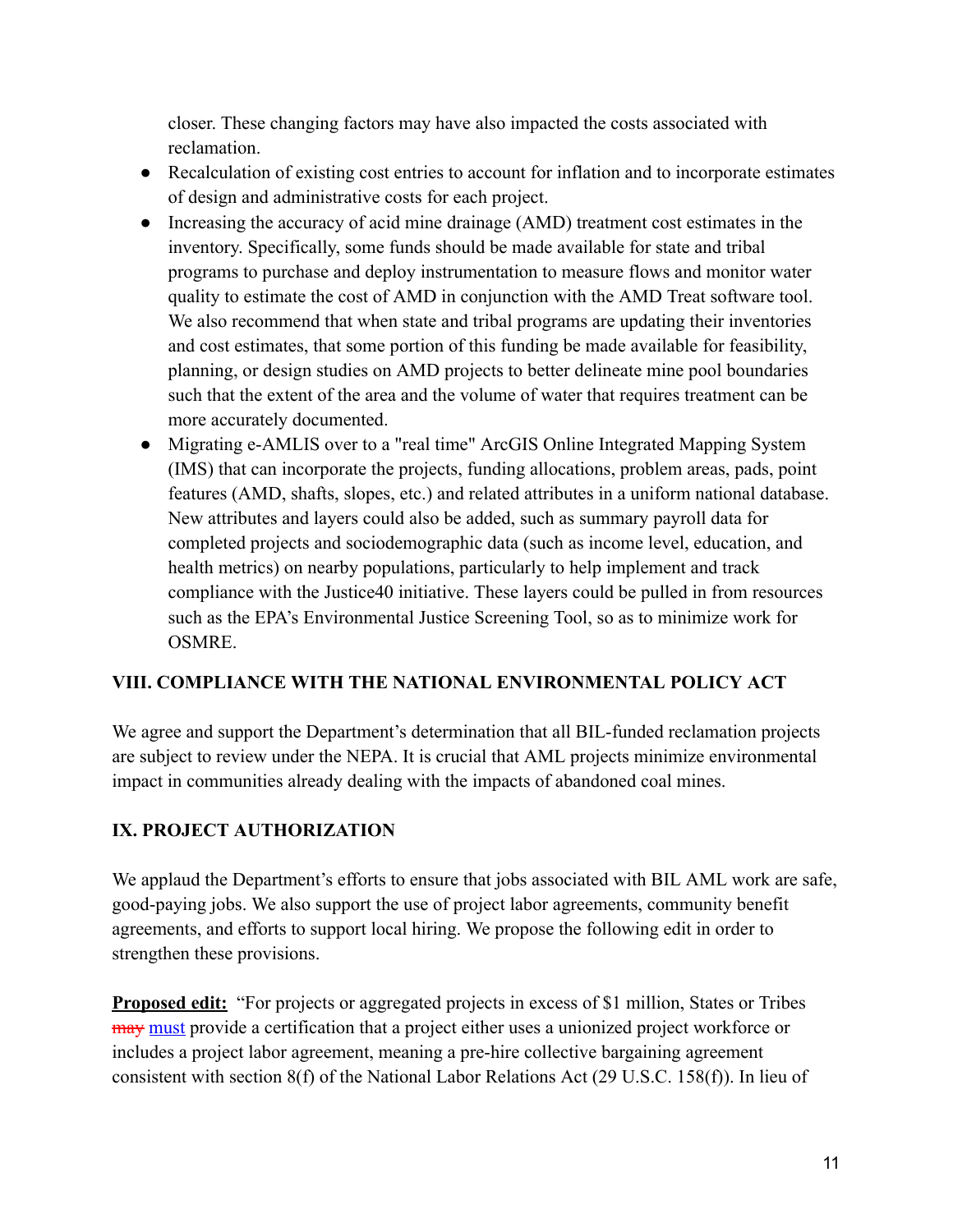closer. These changing factors may have also impacted the costs associated with reclamation.

- Recalculation of existing cost entries to account for inflation and to incorporate estimates of design and administrative costs for each project.
- Increasing the accuracy of acid mine drainage (AMD) treatment cost estimates in the inventory. Specifically, some funds should be made available for state and tribal programs to purchase and deploy instrumentation to measure flows and monitor water quality to estimate the cost of AMD in conjunction with the AMD Treat software tool. We also recommend that when state and tribal programs are updating their inventories and cost estimates, that some portion of this funding be made available for feasibility, planning, or design studies on AMD projects to better delineate mine pool boundaries such that the extent of the area and the volume of water that requires treatment can be more accurately documented.
- Migrating e-AMLIS over to a "real time" ArcGIS Online Integrated Mapping System (IMS) that can incorporate the projects, funding allocations, problem areas, pads, point features (AMD, shafts, slopes, etc.) and related attributes in a uniform national database. New attributes and layers could also be added, such as summary payroll data for completed projects and sociodemographic data (such as income level, education, and health metrics) on nearby populations, particularly to help implement and track compliance with the Justice40 initiative. These layers could be pulled in from resources such as the EPA's Environmental Justice Screening Tool, so as to minimize work for OSMRE.

## VIII. COMPLIANCE WITH THE NATIONAL ENVIRONMENTAL POLICY ACT

We agree and support the Department's determination that all BIL-funded reclamation projects are subject to review under the NEPA. It is crucial that AML projects minimize environmental impact in communities already dealing with the impacts of abandoned coal mines.

## IX. PROJECT AUTHORIZATION

We applaud the Department's efforts to ensure that jobs associated with BIL AML work are safe, good-paying jobs. We also support the use of project labor agreements, community benefit agreements, and efforts to support local hiring. We propose the following edit in order to strengthen these provisions.

**Proposed edit:** "For projects or aggregated projects in excess of $1 million, States or Tribes ~~may~~ must provide a certification that a project either uses a unionized project workforce or includes a project labor agreement, meaning a pre-hire collective bargaining agreement consistent with section 8(f) of the National Labor Relations Act (29 U.S.C. 158(f)). In lieu of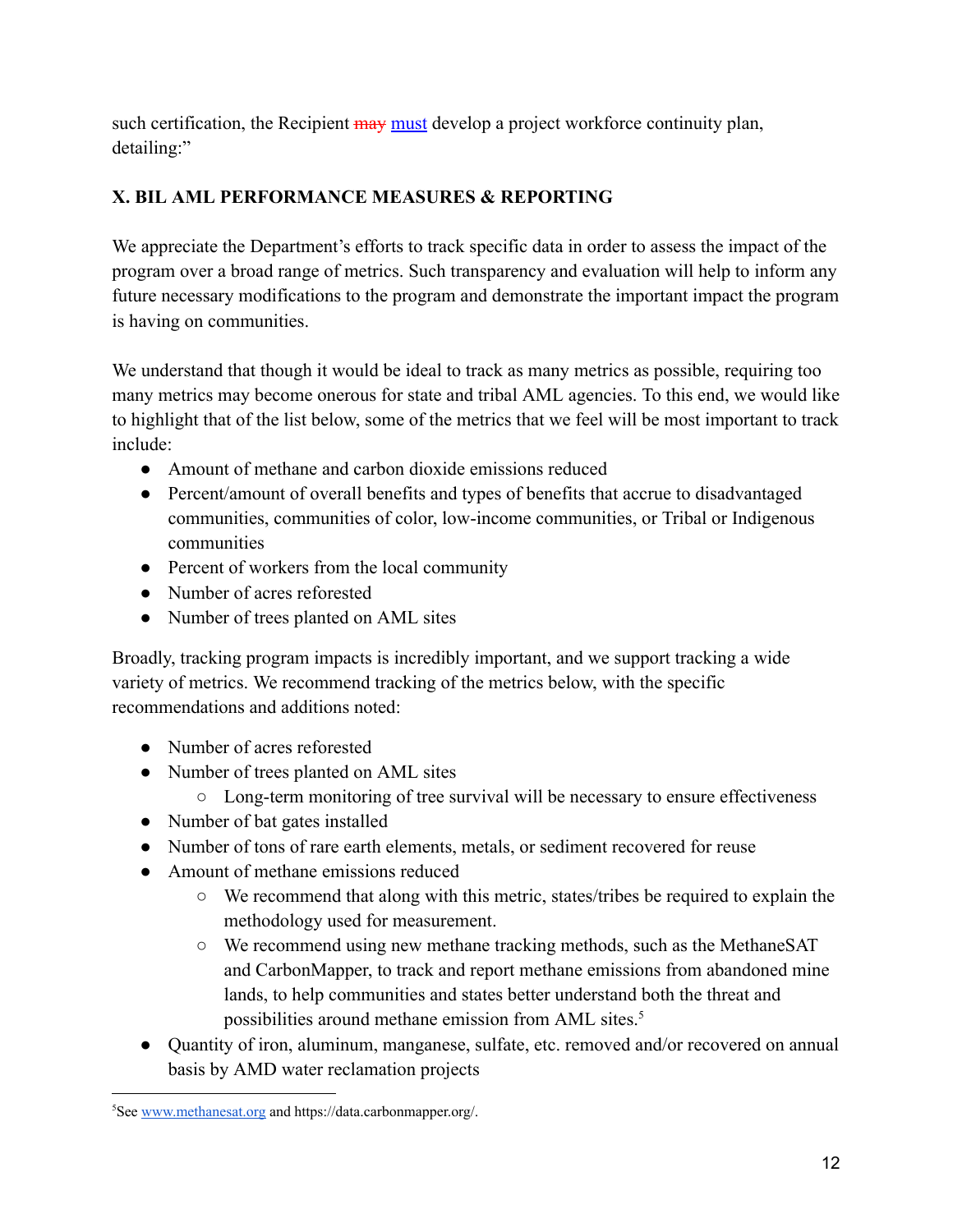such certification, the Recipient ~~may~~ must develop a project workforce continuity plan, detailing:"

**X. BIL AML PERFORMANCE MEASURES & REPORTING**

We appreciate the Department's efforts to track specific data in order to assess the impact of the program over a broad range of metrics. Such transparency and evaluation will help to inform any future necessary modifications to the program and demonstrate the important impact the program is having on communities.

We understand that though it would be ideal to track as many metrics as possible, requiring too many metrics may become onerous for state and tribal AML agencies. To this end, we would like to highlight that of the list below, some of the metrics that we feel will be most important to track include:

- Amount of methane and carbon dioxide emissions reduced
- Percent/amount of overall benefits and types of benefits that accrue to disadvantaged communities, communities of color, low-income communities, or Tribal or Indigenous communities
- Percent of workers from the local community
- Number of acres reforested
- Number of trees planted on AML sites

Broadly, tracking program impacts is incredibly important, and we support tracking a wide variety of metrics. We recommend tracking of the metrics below, with the specific recommendations and additions noted:

- Number of acres reforested
- Number of trees planted on AML sites
  - Long-term monitoring of tree survival will be necessary to ensure effectiveness
- Number of bat gates installed
- Number of tons of rare earth elements, metals, or sediment recovered for reuse
- Amount of methane emissions reduced
  - We recommend that along with this metric, states/tribes be required to explain the methodology used for measurement.
  - We recommend using new methane tracking methods, such as the MethaneSAT and CarbonMapper, to track and report methane emissions from abandoned mine lands, to help communities and states better understand both the threat and possibilities around methane emission from AML sites.[5]
- Quantity of iron, aluminum, manganese, sulfate, etc. removed and/or recovered on annual basis by AMD water reclamation projects

[5]See www.methanesat.org and https://data.carbonmapper.org/.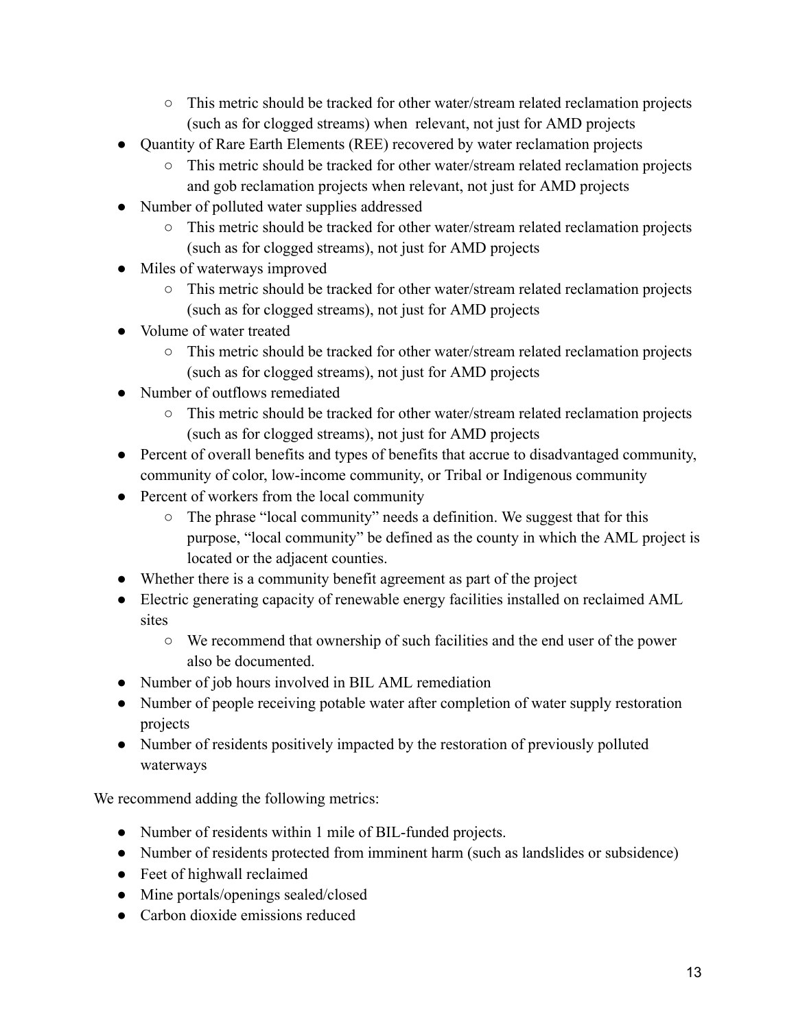- This metric should be tracked for other water/stream related reclamation projects (such as for clogged streams) when relevant, not just for AMD projects
- Quantity of Rare Earth Elements (REE) recovered by water reclamation projects
    - This metric should be tracked for other water/stream related reclamation projects and gob reclamation projects when relevant, not just for AMD projects
- Number of polluted water supplies addressed
    - This metric should be tracked for other water/stream related reclamation projects (such as for clogged streams), not just for AMD projects
- Miles of waterways improved
    - This metric should be tracked for other water/stream related reclamation projects (such as for clogged streams), not just for AMD projects
- Volume of water treated
    - This metric should be tracked for other water/stream related reclamation projects (such as for clogged streams), not just for AMD projects
- Number of outflows remediated
    - This metric should be tracked for other water/stream related reclamation projects (such as for clogged streams), not just for AMD projects
- Percent of overall benefits and types of benefits that accrue to disadvantaged community, community of color, low-income community, or Tribal or Indigenous community
- Percent of workers from the local community
    - The phrase "local community" needs a definition. We suggest that for this purpose, "local community" be defined as the county in which the AML project is located or the adjacent counties.
- Whether there is a community benefit agreement as part of the project
- Electric generating capacity of renewable energy facilities installed on reclaimed AML sites
    - We recommend that ownership of such facilities and the end user of the power also be documented.
- Number of job hours involved in BIL AML remediation
- Number of people receiving potable water after completion of water supply restoration projects
- Number of residents positively impacted by the restoration of previously polluted waterways

We recommend adding the following metrics:

- Number of residents within 1 mile of BIL-funded projects.
- Number of residents protected from imminent harm (such as landslides or subsidence)
- Feet of highwall reclaimed
- Mine portals/openings sealed/closed
- Carbon dioxide emissions reduced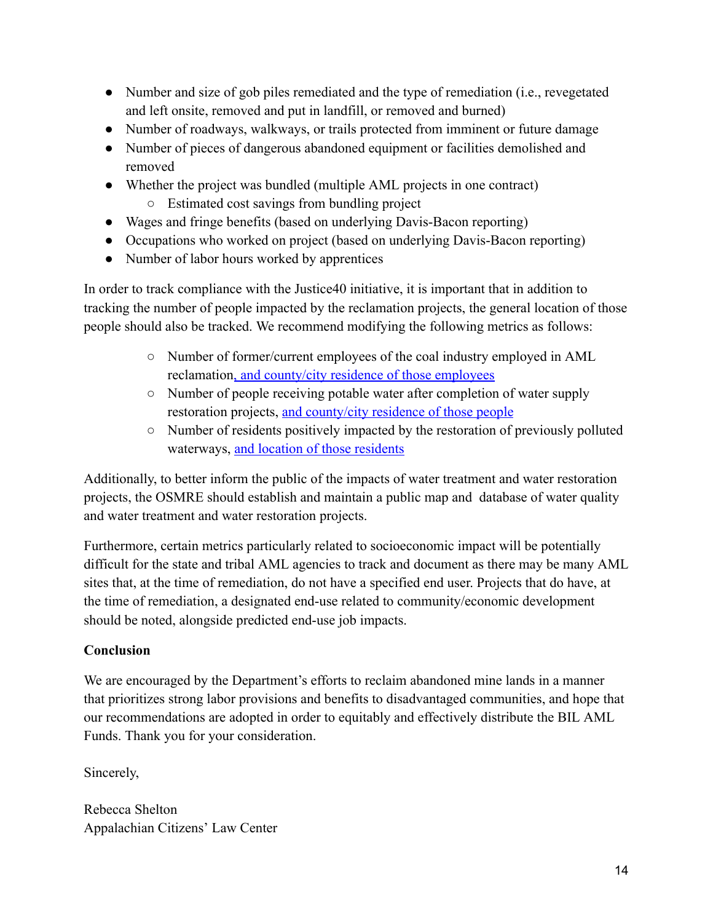- Number and size of gob piles remediated and the type of remediation (i.e., revegetated and left onsite, removed and put in landfill, or removed and burned)
- Number of roadways, walkways, or trails protected from imminent or future damage
- Number of pieces of dangerous abandoned equipment or facilities demolished and removed
- Whether the project was bundled (multiple AML projects in one contract)
  - Estimated cost savings from bundling project
- Wages and fringe benefits (based on underlying Davis-Bacon reporting)
- Occupations who worked on project (based on underlying Davis-Bacon reporting)
- Number of labor hours worked by apprentices

In order to track compliance with the Justice40 initiative, it is important that in addition to tracking the number of people impacted by the reclamation projects, the general location of those people should also be tracked. We recommend modifying the following metrics as follows:

- Number of former/current employees of the coal industry employed in AML reclamation, and county/city residence of those employees
- Number of people receiving potable water after completion of water supply restoration projects, and county/city residence of those people
- Number of residents positively impacted by the restoration of previously polluted waterways, and location of those residents

Additionally, to better inform the public of the impacts of water treatment and water restoration projects, the OSMRE should establish and maintain a public map and database of water quality and water treatment and water restoration projects.

Furthermore, certain metrics particularly related to socioeconomic impact will be potentially difficult for the state and tribal AML agencies to track and document as there may be many AML sites that, at the time of remediation, do not have a specified end user. Projects that do have, at the time of remediation, a designated end-use related to community/economic development should be noted, alongside predicted end-use job impacts.

**Conclusion**

We are encouraged by the Department's efforts to reclaim abandoned mine lands in a manner that prioritizes strong labor provisions and benefits to disadvantaged communities, and hope that our recommendations are adopted in order to equitably and effectively distribute the BIL AML Funds. Thank you for your consideration.

Sincerely,

Rebecca Shelton
Appalachian Citizens' Law Center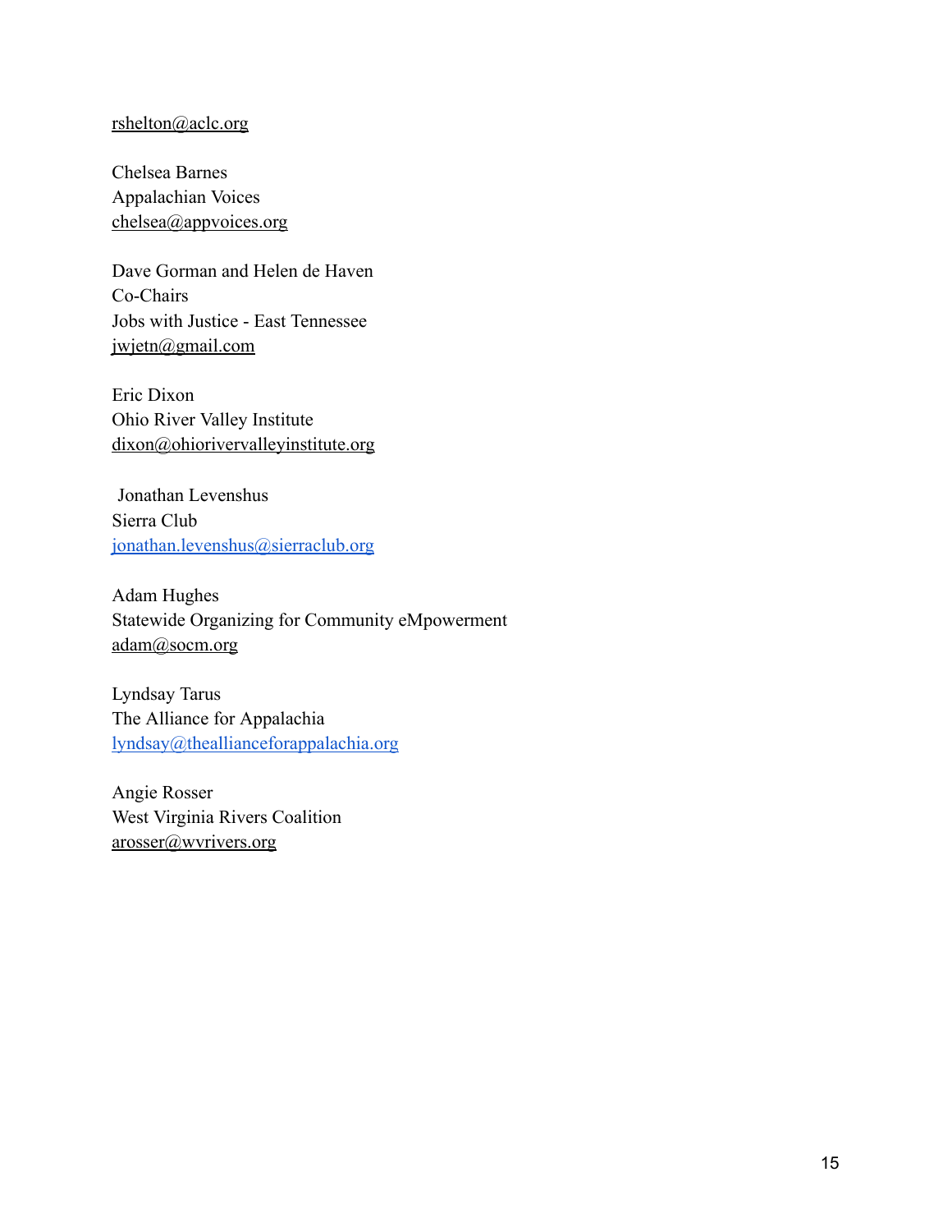rshelton@aclc.org

Chelsea Barnes
Appalachian Voices
chelsea@appvoices.org

Dave Gorman and Helen de Haven
Co-Chairs
Jobs with Justice - East Tennessee
jwjetn@gmail.com

Eric Dixon
Ohio River Valley Institute
dixon@ohiorivervalleyinstitute.org

Jonathan Levenshus
Sierra Club
jonathan.levenshus@sierraclub.org

Adam Hughes
Statewide Organizing for Community eMpowerment
adam@socm.org

Lyndsay Tarus
The Alliance for Appalachia
lyndsay@theallianceforappalachia.org

Angie Rosser
West Virginia Rivers Coalition
arosser@wvrivers.org